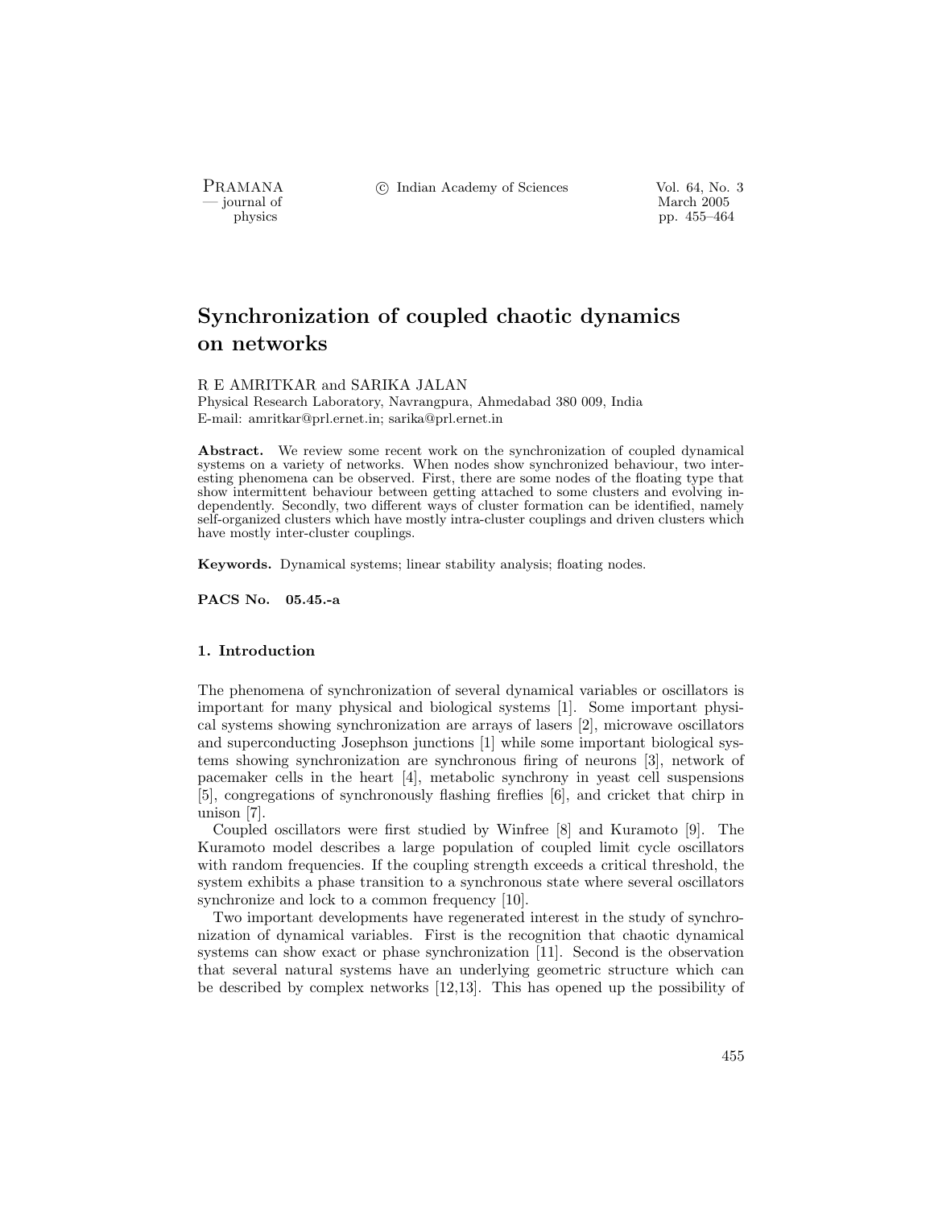# Synchronization of coupled chaotic dynamics on networks

R E AMRITKAR and SARIKA JALAN

Physical Research Laboratory, Navrangpura, Ahmedabad 380 009, India
E-mail: amritkar@prl.ernet.in; sarika@prl.ernet.in

**Abstract.** We review some recent work on the synchronization of coupled dynamical systems on a variety of networks. When nodes show synchronized behaviour, two interesting phenomena can be observed. First, there are some nodes of the floating type that show intermittent behaviour between getting attached to some clusters and evolving independently. Secondly, two different ways of cluster formation can be identified, namely self-organized clusters which have mostly intra-cluster couplings and driven clusters which have mostly inter-cluster couplings.

**Keywords.** Dynamical systems; linear stability analysis; floating nodes.

**PACS No.** 05.45.-a

## 1. Introduction

The phenomena of synchronization of several dynamical variables or oscillators is important for many physical and biological systems [1]. Some important physical systems showing synchronization are arrays of lasers [2], microwave oscillators and superconducting Josephson junctions [1] while some important biological systems showing synchronization are synchronous firing of neurons [3], network of pacemaker cells in the heart [4], metabolic synchrony in yeast cell suspensions [5], congregations of synchronously flashing fireflies [6], and cricket that chirp in unison [7].

Coupled oscillators were first studied by Winfree [8] and Kuramoto [9]. The Kuramoto model describes a large population of coupled limit cycle oscillators with random frequencies. If the coupling strength exceeds a critical threshold, the system exhibits a phase transition to a synchronous state where several oscillators synchronize and lock to a common frequency [10].

Two important developments have regenerated interest in the study of synchronization of dynamical variables. First is the recognition that chaotic dynamical systems can show exact or phase synchronization [11]. Second is the observation that several natural systems have an underlying geometric structure which can be described by complex networks [12,13]. This has opened up the possibility of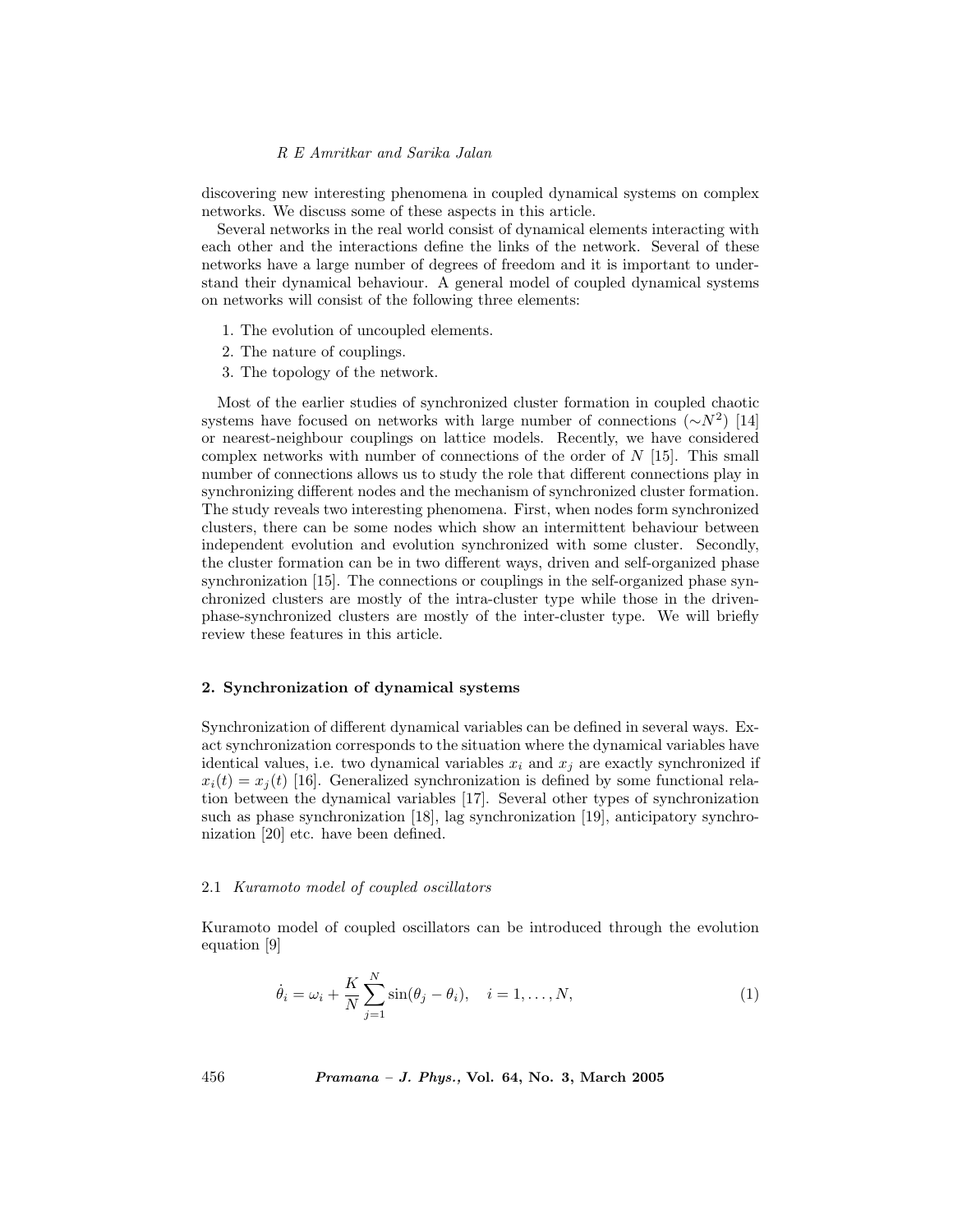discovering new interesting phenomena in coupled dynamical systems on complex networks. We discuss some of these aspects in this article.

Several networks in the real world consist of dynamical elements interacting with each other and the interactions define the links of the network. Several of these networks have a large number of degrees of freedom and it is important to understand their dynamical behaviour. A general model of coupled dynamical systems on networks will consist of the following three elements:

1. The evolution of uncoupled elements.
2. The nature of couplings.
3. The topology of the network.

Most of the earlier studies of synchronized cluster formation in coupled chaotic systems have focused on networks with large number of connections ($\sim N^2$) [14] or nearest-neighbour couplings on lattice models. Recently, we have considered complex networks with number of connections of the order of $N$ [15]. This small number of connections allows us to study the role that different connections play in synchronizing different nodes and the mechanism of synchronized cluster formation. The study reveals two interesting phenomena. First, when nodes form synchronized clusters, there can be some nodes which show an intermittent behaviour between independent evolution and evolution synchronized with some cluster. Secondly, the cluster formation can be in two different ways, driven and self-organized phase synchronization [15]. The connections or couplings in the self-organized phase synchronized clusters are mostly of the intra-cluster type while those in the driven-phase-synchronized clusters are mostly of the inter-cluster type. We will briefly review these features in this article.

## 2. Synchronization of dynamical systems

Synchronization of different dynamical variables can be defined in several ways. Exact synchronization corresponds to the situation where the dynamical variables have identical values, i.e. two dynamical variables $x_i$ and $x_j$ are exactly synchronized if $x_i(t) = x_j(t)$ [16]. Generalized synchronization is defined by some functional relation between the dynamical variables [17]. Several other types of synchronization such as phase synchronization [18], lag synchronization [19], anticipatory synchronization [20] etc. have been defined.

### 2.1 *Kuramoto model of coupled oscillators*

Kuramoto model of coupled oscillators can be introduced through the evolution equation [9]

$$\dot{\theta}_i = \omega_i + \frac{K}{N} \sum_{j=1}^{N} \sin(\theta_j - \theta_i), \quad i = 1, \ldots, N, \tag{1}$$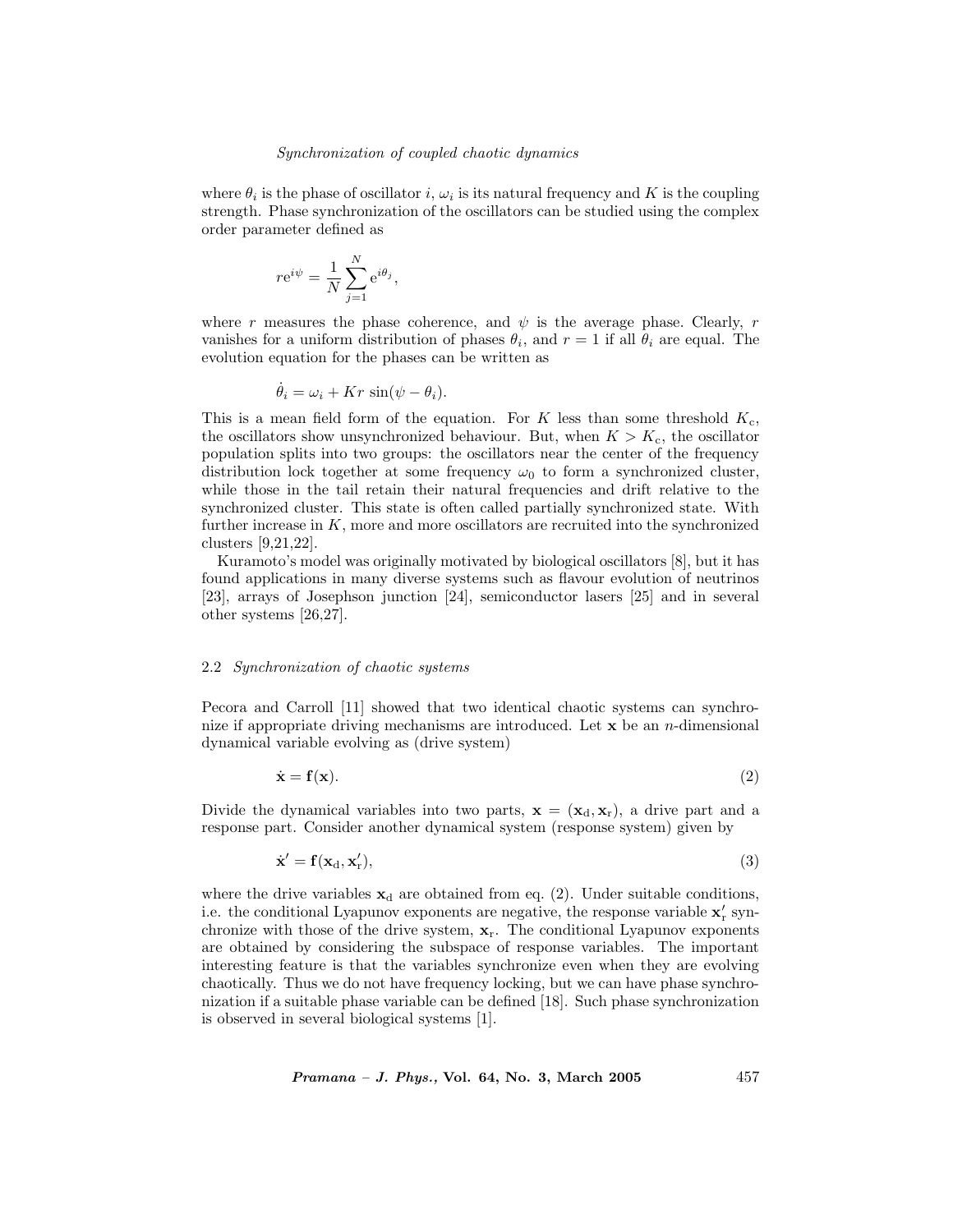where $\theta_i$ is the phase of oscillator $i$, $\omega_i$ is its natural frequency and $K$ is the coupling strength. Phase synchronization of the oscillators can be studied using the complex order parameter defined as

$$r\mathrm{e}^{i\psi} = \frac{1}{N}\sum_{j=1}^{N} \mathrm{e}^{i\theta_j},$$

where $r$ measures the phase coherence, and $\psi$ is the average phase. Clearly, $r$ vanishes for a uniform distribution of phases $\theta_i$, and $r = 1$ if all $\theta_i$ are equal. The evolution equation for the phases can be written as

$$\dot{\theta}_i = \omega_i + Kr\,\sin(\psi - \theta_i).$$

This is a mean field form of the equation. For $K$ less than some threshold $K_\mathrm{c}$, the oscillators show unsynchronized behaviour. But, when $K > K_\mathrm{c}$, the oscillator population splits into two groups: the oscillators near the center of the frequency distribution lock together at some frequency $\omega_0$ to form a synchronized cluster, while those in the tail retain their natural frequencies and drift relative to the synchronized cluster. This state is often called partially synchronized state. With further increase in $K$, more and more oscillators are recruited into the synchronized clusters [9,21,22].

Kuramoto's model was originally motivated by biological oscillators [8], but it has found applications in many diverse systems such as flavour evolution of neutrinos [23], arrays of Josephson junction [24], semiconductor lasers [25] and in several other systems [26,27].

### 2.2 *Synchronization of chaotic systems*

Pecora and Carroll [11] showed that two identical chaotic systems can synchronize if appropriate driving mechanisms are introduced. Let $\mathbf{x}$ be an $n$-dimensional dynamical variable evolving as (drive system)

$$\dot{\mathbf{x}} = \mathbf{f}(\mathbf{x}). \tag{2}$$

Divide the dynamical variables into two parts, $\mathbf{x} = (\mathbf{x}_\mathrm{d}, \mathbf{x}_\mathrm{r})$, a drive part and a response part. Consider another dynamical system (response system) given by

$$\dot{\mathbf{x}}' = \mathbf{f}(\mathbf{x}_\mathrm{d}, \mathbf{x}'_\mathrm{r}), \tag{3}$$

where the drive variables $\mathbf{x}_\mathrm{d}$ are obtained from eq. (2). Under suitable conditions, i.e. the conditional Lyapunov exponents are negative, the response variable $\mathbf{x}'_\mathrm{r}$ synchronize with those of the drive system, $\mathbf{x}_\mathrm{r}$. The conditional Lyapunov exponents are obtained by considering the subspace of response variables. The important interesting feature is that the variables synchronize even when they are evolving chaotically. Thus we do not have frequency locking, but we can have phase synchronization if a suitable phase variable can be defined [18]. Such phase synchronization is observed in several biological systems [1].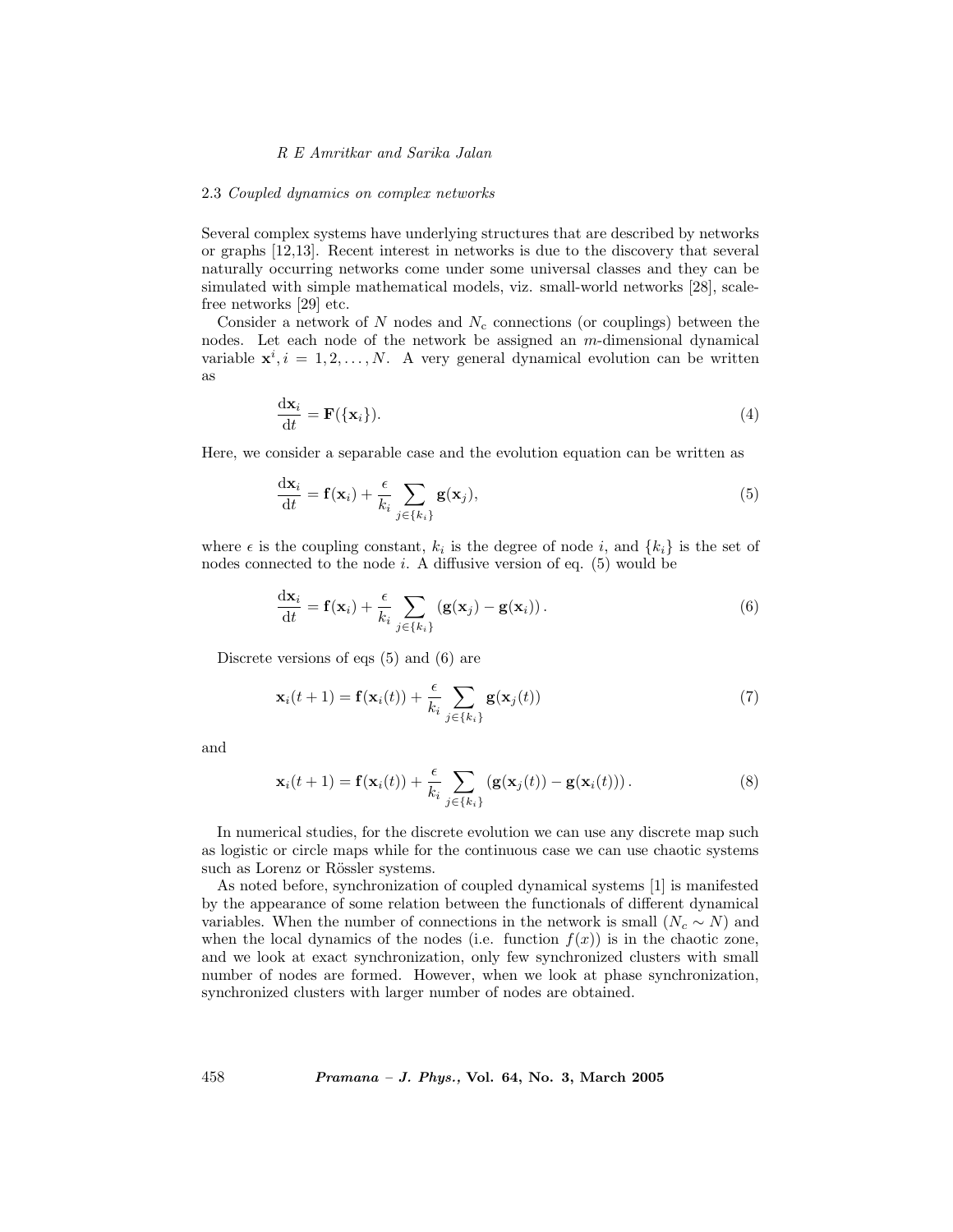### 2.3 *Coupled dynamics on complex networks*

Several complex systems have underlying structures that are described by networks or graphs [12,13]. Recent interest in networks is due to the discovery that several naturally occurring networks come under some universal classes and they can be simulated with simple mathematical models, viz. small-world networks [28], scale-free networks [29] etc.

Consider a network of $N$ nodes and $N_c$ connections (or couplings) between the nodes. Let each node of the network be assigned an $m$-dimensional dynamical variable $\mathbf{x}^i, i = 1, 2, \ldots, N$. A very general dynamical evolution can be written as

$$\frac{\mathrm{d}\mathbf{x}_i}{\mathrm{d}t} = \mathbf{F}(\{\mathbf{x}_i\}). \tag{4}$$

Here, we consider a separable case and the evolution equation can be written as

$$\frac{\mathrm{d}\mathbf{x}_i}{\mathrm{d}t} = \mathbf{f}(\mathbf{x}_i) + \frac{\epsilon}{k_i} \sum_{j \in \{k_i\}} \mathbf{g}(\mathbf{x}_j), \tag{5}$$

where $\epsilon$ is the coupling constant, $k_i$ is the degree of node $i$, and $\{k_i\}$ is the set of nodes connected to the node $i$. A diffusive version of eq. (5) would be

$$\frac{\mathrm{d}\mathbf{x}_i}{\mathrm{d}t} = \mathbf{f}(\mathbf{x}_i) + \frac{\epsilon}{k_i} \sum_{j \in \{k_i\}} \left(\mathbf{g}(\mathbf{x}_j) - \mathbf{g}(\mathbf{x}_i)\right). \tag{6}$$

Discrete versions of eqs (5) and (6) are

$$\mathbf{x}_i(t+1) = \mathbf{f}(\mathbf{x}_i(t)) + \frac{\epsilon}{k_i} \sum_{j \in \{k_i\}} \mathbf{g}(\mathbf{x}_j(t)) \tag{7}$$

and

$$\mathbf{x}_i(t+1) = \mathbf{f}(\mathbf{x}_i(t)) + \frac{\epsilon}{k_i} \sum_{j \in \{k_i\}} \left(\mathbf{g}(\mathbf{x}_j(t)) - \mathbf{g}(\mathbf{x}_i(t))\right). \tag{8}$$

In numerical studies, for the discrete evolution we can use any discrete map such as logistic or circle maps while for the continuous case we can use chaotic systems such as Lorenz or Rössler systems.

As noted before, synchronization of coupled dynamical systems [1] is manifested by the appearance of some relation between the functionals of different dynamical variables. When the number of connections in the network is small ($N_c \sim N$) and when the local dynamics of the nodes (i.e. function $f(x)$) is in the chaotic zone, and we look at exact synchronization, only few synchronized clusters with small number of nodes are formed. However, when we look at phase synchronization, synchronized clusters with larger number of nodes are obtained.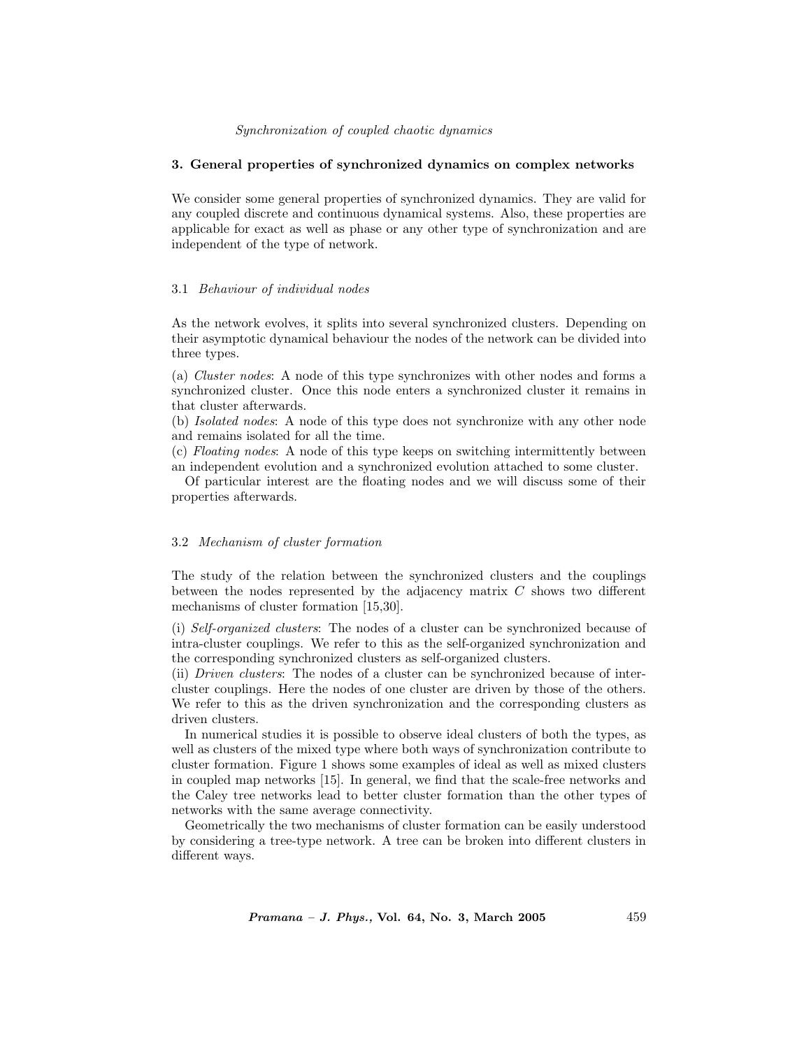## 3. General properties of synchronized dynamics on complex networks

We consider some general properties of synchronized dynamics. They are valid for any coupled discrete and continuous dynamical systems. Also, these properties are applicable for exact as well as phase or any other type of synchronization and are independent of the type of network.

### 3.1 *Behaviour of individual nodes*

As the network evolves, it splits into several synchronized clusters. Depending on their asymptotic dynamical behaviour the nodes of the network can be divided into three types.

(a) *Cluster nodes*: A node of this type synchronizes with other nodes and forms a synchronized cluster. Once this node enters a synchronized cluster it remains in that cluster afterwards.

(b) *Isolated nodes*: A node of this type does not synchronize with any other node and remains isolated for all the time.

(c) *Floating nodes*: A node of this type keeps on switching intermittently between an independent evolution and a synchronized evolution attached to some cluster.

Of particular interest are the floating nodes and we will discuss some of their properties afterwards.

### 3.2 *Mechanism of cluster formation*

The study of the relation between the synchronized clusters and the couplings between the nodes represented by the adjacency matrix $C$ shows two different mechanisms of cluster formation [15,30].

(i) *Self-organized clusters*: The nodes of a cluster can be synchronized because of intra-cluster couplings. We refer to this as the self-organized synchronization and the corresponding synchronized clusters as self-organized clusters.

(ii) *Driven clusters*: The nodes of a cluster can be synchronized because of inter-cluster couplings. Here the nodes of one cluster are driven by those of the others. We refer to this as the driven synchronization and the corresponding clusters as driven clusters.

In numerical studies it is possible to observe ideal clusters of both the types, as well as clusters of the mixed type where both ways of synchronization contribute to cluster formation. Figure 1 shows some examples of ideal as well as mixed clusters in coupled map networks [15]. In general, we find that the scale-free networks and the Caley tree networks lead to better cluster formation than the other types of networks with the same average connectivity.

Geometrically the two mechanisms of cluster formation can be easily understood by considering a tree-type network. A tree can be broken into different clusters in different ways.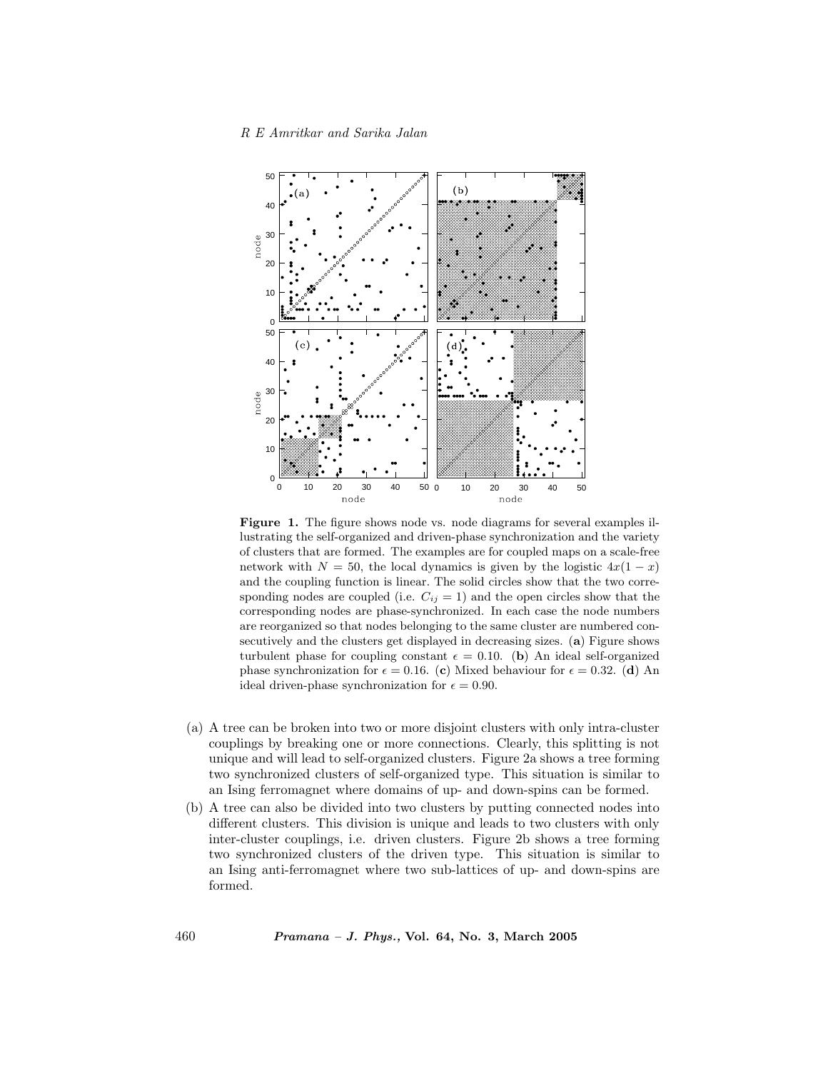**Figure 1.** The figure shows node vs. node diagrams for several examples illustrating the self-organized and driven-phase synchronization and the variety of clusters that are formed. The examples are for coupled maps on a scale-free network with $N = 50$, the local dynamics is given by the logistic $4x(1-x)$ and the coupling function is linear. The solid circles show that the two corresponding nodes are coupled (i.e. $C_{ij} = 1$) and the open circles show that the corresponding nodes are phase-synchronized. In each case the node numbers are reorganized so that nodes belonging to the same cluster are numbered consecutively and the clusters get displayed in decreasing sizes. (**a**) Figure shows turbulent phase for coupling constant $\epsilon = 0.10$. (**b**) An ideal self-organized phase synchronization for $\epsilon = 0.16$. (**c**) Mixed behaviour for $\epsilon = 0.32$. (**d**) An ideal driven-phase synchronization for $\epsilon = 0.90$.

(a) A tree can be broken into two or more disjoint clusters with only intra-cluster couplings by breaking one or more connections. Clearly, this splitting is not unique and will lead to self-organized clusters. Figure 2a shows a tree forming two synchronized clusters of self-organized type. This situation is similar to an Ising ferromagnet where domains of up- and down-spins can be formed.

(b) A tree can also be divided into two clusters by putting connected nodes into different clusters. This division is unique and leads to two clusters with only inter-cluster couplings, i.e. driven clusters. Figure 2b shows a tree forming two synchronized clusters of the driven type. This situation is similar to an Ising anti-ferromagnet where two sub-lattices of up- and down-spins are formed.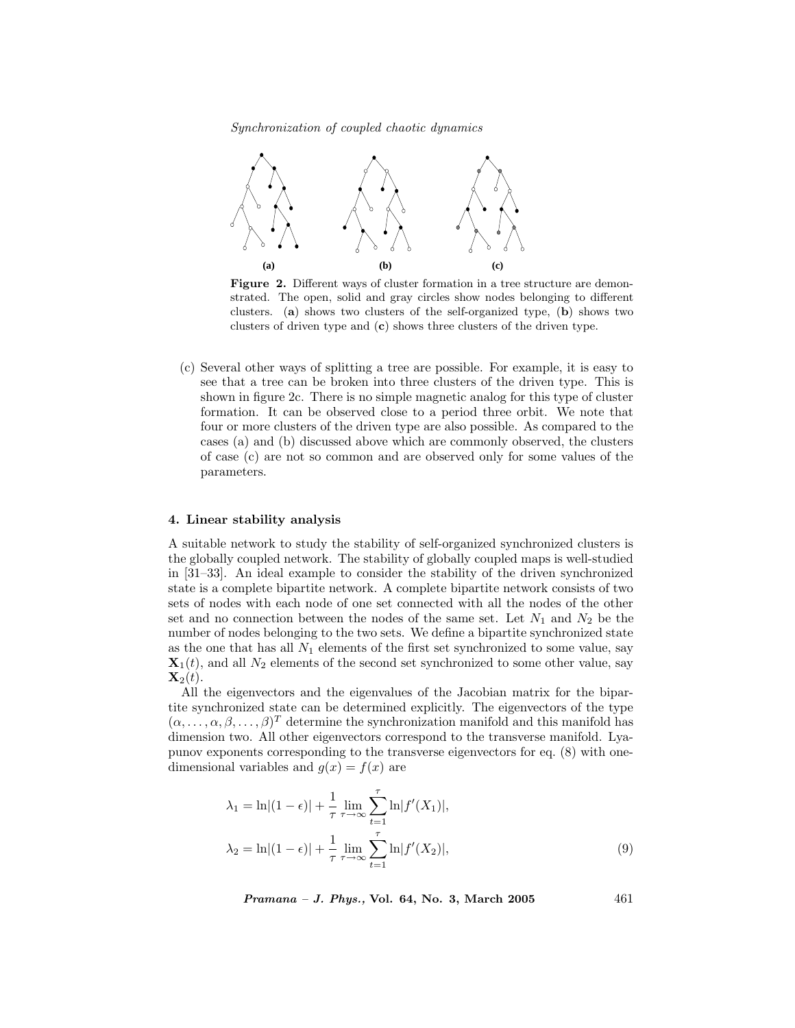**Figure 2.** Different ways of cluster formation in a tree structure are demonstrated. The open, solid and gray circles show nodes belonging to different clusters. (**a**) shows two clusters of the self-organized type, (**b**) shows two clusters of driven type and (**c**) shows three clusters of the driven type.

(c) Several other ways of splitting a tree are possible. For example, it is easy to see that a tree can be broken into three clusters of the driven type. This is shown in figure 2c. There is no simple magnetic analog for this type of cluster formation. It can be observed close to a period three orbit. We note that four or more clusters of the driven type are also possible. As compared to the cases (a) and (b) discussed above which are commonly observed, the clusters of case (c) are not so common and are observed only for some values of the parameters.

#### 4. Linear stability analysis

A suitable network to study the stability of self-organized synchronized clusters is the globally coupled network. The stability of globally coupled maps is well-studied in [31–33]. An ideal example to consider the stability of the driven synchronized state is a complete bipartite network. A complete bipartite network consists of two sets of nodes with each node of one set connected with all the nodes of the other set and no connection between the nodes of the same set. Let $N_1$ and $N_2$ be the number of nodes belonging to the two sets. We define a bipartite synchronized state as the one that has all $N_1$ elements of the first set synchronized to some value, say $\mathbf{X}_1(t)$, and all $N_2$ elements of the second set synchronized to some other value, say $\mathbf{X}_2(t)$.

All the eigenvectors and the eigenvalues of the Jacobian matrix for the bipartite synchronized state can be determined explicitly. The eigenvectors of the type $(\alpha, \ldots, \alpha, \beta, \ldots, \beta)^T$ determine the synchronization manifold and this manifold has dimension two. All other eigenvectors correspond to the transverse manifold. Lyapunov exponents corresponding to the transverse eigenvectors for eq. (8) with one-dimensional variables and $g(x) = f(x)$ are

$$
\begin{aligned}
\lambda_1 &= \ln|(1-\epsilon)| + \frac{1}{\tau} \lim_{\tau\to\infty} \sum_{t=1}^{\tau} \ln|f'(X_1)|, \\
\lambda_2 &= \ln|(1-\epsilon)| + \frac{1}{\tau} \lim_{\tau\to\infty} \sum_{t=1}^{\tau} \ln|f'(X_2)|,
\end{aligned} \tag{9}
$$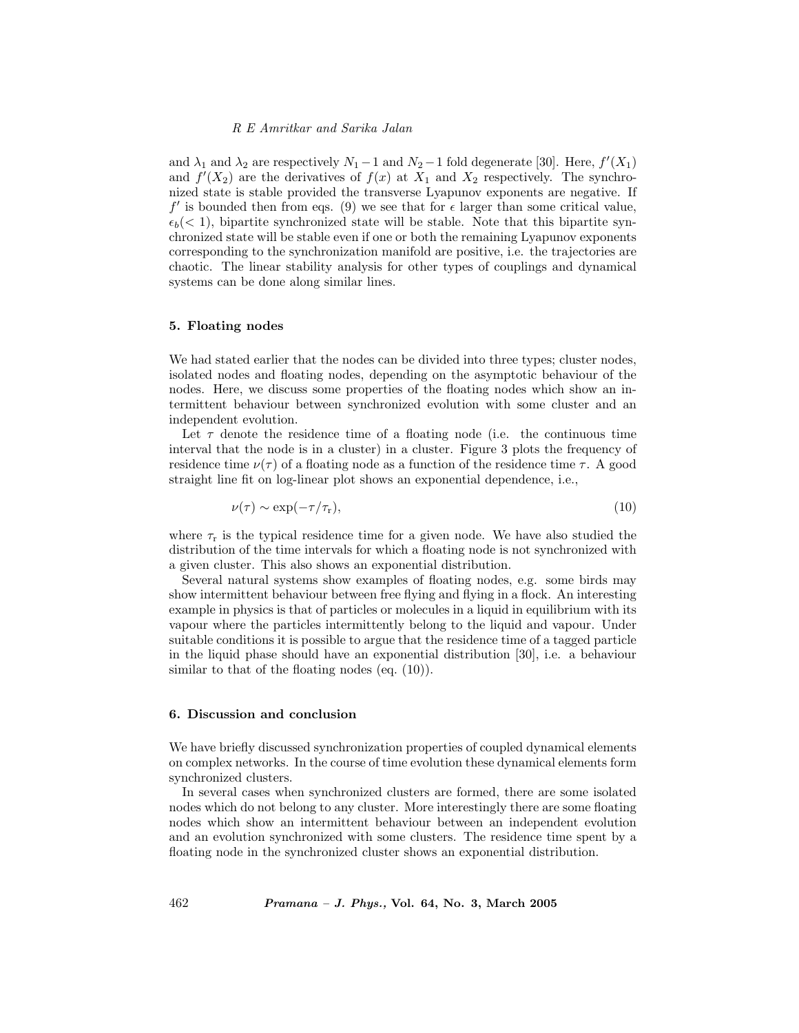and $\lambda_1$ and $\lambda_2$ are respectively $N_1 - 1$ and $N_2 - 1$ fold degenerate [30]. Here, $f'(X_1)$ and $f'(X_2)$ are the derivatives of $f(x)$ at $X_1$ and $X_2$ respectively. The synchronized state is stable provided the transverse Lyapunov exponents are negative. If $f'$ is bounded then from eqs. (9) we see that for $\epsilon$ larger than some critical value, $\epsilon_b(< 1)$, bipartite synchronized state will be stable. Note that this bipartite synchronized state will be stable even if one or both the remaining Lyapunov exponents corresponding to the synchronization manifold are positive, i.e. the trajectories are chaotic. The linear stability analysis for other types of couplings and dynamical systems can be done along similar lines.

## 5. Floating nodes

We had stated earlier that the nodes can be divided into three types; cluster nodes, isolated nodes and floating nodes, depending on the asymptotic behaviour of the nodes. Here, we discuss some properties of the floating nodes which show an intermittent behaviour between synchronized evolution with some cluster and an independent evolution.

Let $\tau$ denote the residence time of a floating node (i.e. the continuous time interval that the node is in a cluster) in a cluster. Figure 3 plots the frequency of residence time $\nu(\tau)$ of a floating node as a function of the residence time $\tau$. A good straight line fit on log-linear plot shows an exponential dependence, i.e.,

$$\nu(\tau) \sim \exp(-\tau/\tau_{\mathrm{r}}), \tag{10}$$

where $\tau_{\mathrm{r}}$ is the typical residence time for a given node. We have also studied the distribution of the time intervals for which a floating node is not synchronized with a given cluster. This also shows an exponential distribution.

Several natural systems show examples of floating nodes, e.g. some birds may show intermittent behaviour between free flying and flying in a flock. An interesting example in physics is that of particles or molecules in a liquid in equilibrium with its vapour where the particles intermittently belong to the liquid and vapour. Under suitable conditions it is possible to argue that the residence time of a tagged particle in the liquid phase should have an exponential distribution [30], i.e. a behaviour similar to that of the floating nodes (eq. (10)).

## 6. Discussion and conclusion

We have briefly discussed synchronization properties of coupled dynamical elements on complex networks. In the course of time evolution these dynamical elements form synchronized clusters.

In several cases when synchronized clusters are formed, there are some isolated nodes which do not belong to any cluster. More interestingly there are some floating nodes which show an intermittent behaviour between an independent evolution and an evolution synchronized with some clusters. The residence time spent by a floating node in the synchronized cluster shows an exponential distribution.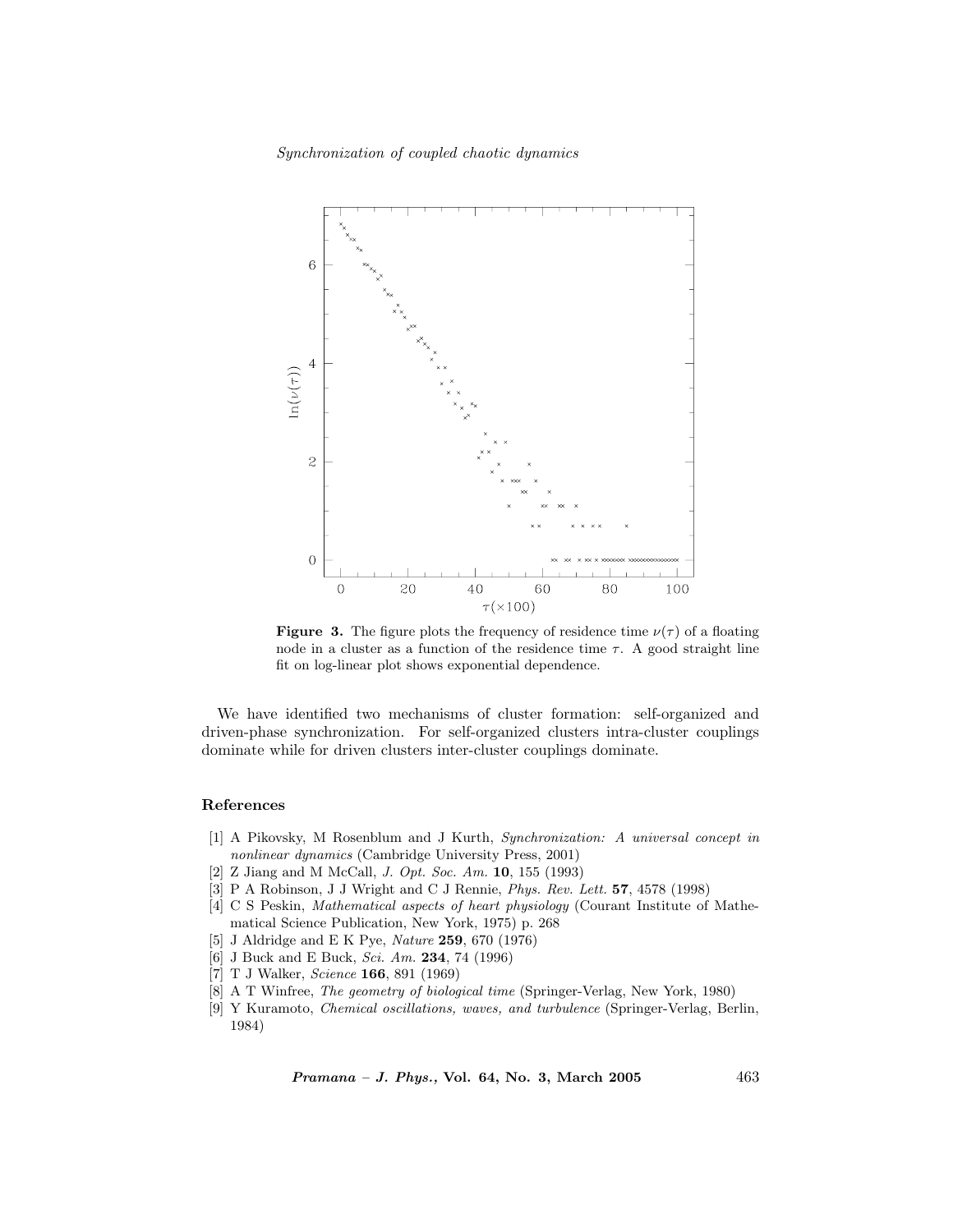**Figure 3.** The figure plots the frequency of residence time $\nu(\tau)$ of a floating node in a cluster as a function of the residence time $\tau$. A good straight line fit on log-linear plot shows exponential dependence.

We have identified two mechanisms of cluster formation: self-organized and driven-phase synchronization. For self-organized clusters intra-cluster couplings dominate while for driven clusters inter-cluster couplings dominate.

## References

[1] A Pikovsky, M Rosenblum and J Kurth, *Synchronization: A universal concept in nonlinear dynamics* (Cambridge University Press, 2001)
[2] Z Jiang and M McCall, *J. Opt. Soc. Am.* **10**, 155 (1993)
[3] P A Robinson, J J Wright and C J Rennie, *Phys. Rev. Lett.* **57**, 4578 (1998)
[4] C S Peskin, *Mathematical aspects of heart physiology* (Courant Institute of Mathematical Science Publication, New York, 1975) p. 268
[5] J Aldridge and E K Pye, *Nature* **259**, 670 (1976)
[6] J Buck and E Buck, *Sci. Am.* **234**, 74 (1996)
[7] T J Walker, *Science* **166**, 891 (1969)
[8] A T Winfree, *The geometry of biological time* (Springer-Verlag, New York, 1980)
[9] Y Kuramoto, *Chemical oscillations, waves, and turbulence* (Springer-Verlag, Berlin, 1984)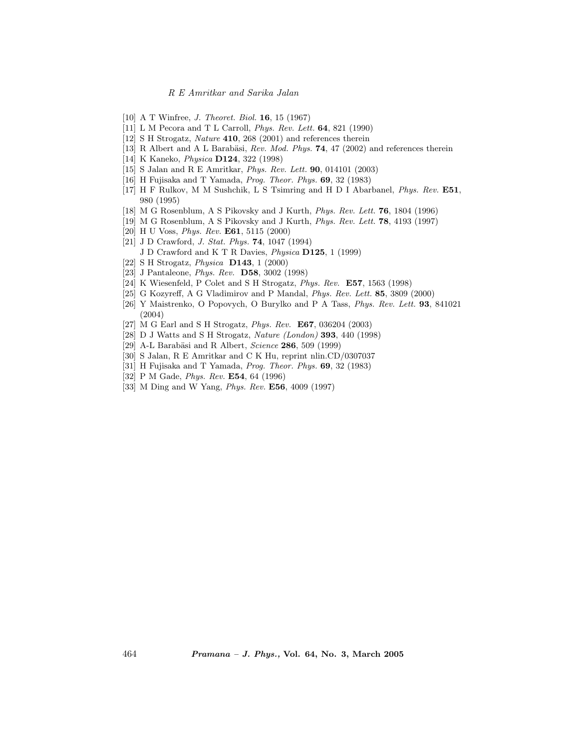[10] A T Winfree, *J. Theoret. Biol.* **16**, 15 (1967)
[11] L M Pecora and T L Carroll, *Phys. Rev. Lett.* **64**, 821 (1990)
[12] S H Strogatz, *Nature* **410**, 268 (2001) and references therein
[13] R Albert and A L Barabäsi, *Rev. Mod. Phys.* **74**, 47 (2002) and references therein
[14] K Kaneko, *Physica* **D124**, 322 (1998)
[15] S Jalan and R E Amritkar, *Phys. Rev. Lett.* **90**, 014101 (2003)
[16] H Fujisaka and T Yamada, *Prog. Theor. Phys.* **69**, 32 (1983)
[17] H F Rulkov, M M Sushchik, L S Tsimring and H D I Abarbanel, *Phys. Rev.* **E51**, 980 (1995)
[18] M G Rosenblum, A S Pikovsky and J Kurth, *Phys. Rev. Lett.* **76**, 1804 (1996)
[19] M G Rosenblum, A S Pikovsky and J Kurth, *Phys. Rev. Lett.* **78**, 4193 (1997)
[20] H U Voss, *Phys. Rev.* **E61**, 5115 (2000)
[21] J D Crawford, *J. Stat. Phys.* **74**, 1047 (1994)
J D Crawford and K T R Davies, *Physica* **D125**, 1 (1999)
[22] S H Strogatz, *Physica* **D143**, 1 (2000)
[23] J Pantaleone, *Phys. Rev.* **D58**, 3002 (1998)
[24] K Wiesenfeld, P Colet and S H Strogatz, *Phys. Rev.* **E57**, 1563 (1998)
[25] G Kozyreff, A G Vladimirov and P Mandal, *Phys. Rev. Lett.* **85**, 3809 (2000)
[26] Y Maistrenko, O Popovych, O Burylko and P A Tass, *Phys. Rev. Lett.* **93**, 841021 (2004)
[27] M G Earl and S H Strogatz, *Phys. Rev.* **E67**, 036204 (2003)
[28] D J Watts and S H Strogatz, *Nature (London)* **393**, 440 (1998)
[29] A-L Barabäsi and R Albert, *Science* **286**, 509 (1999)
[30] S Jalan, R E Amritkar and C K Hu, reprint nlin.CD/0307037
[31] H Fujisaka and T Yamada, *Prog. Theor. Phys.* **69**, 32 (1983)
[32] P M Gade, *Phys. Rev.* **E54**, 64 (1996)
[33] M Ding and W Yang, *Phys. Rev.* **E56**, 4009 (1997)